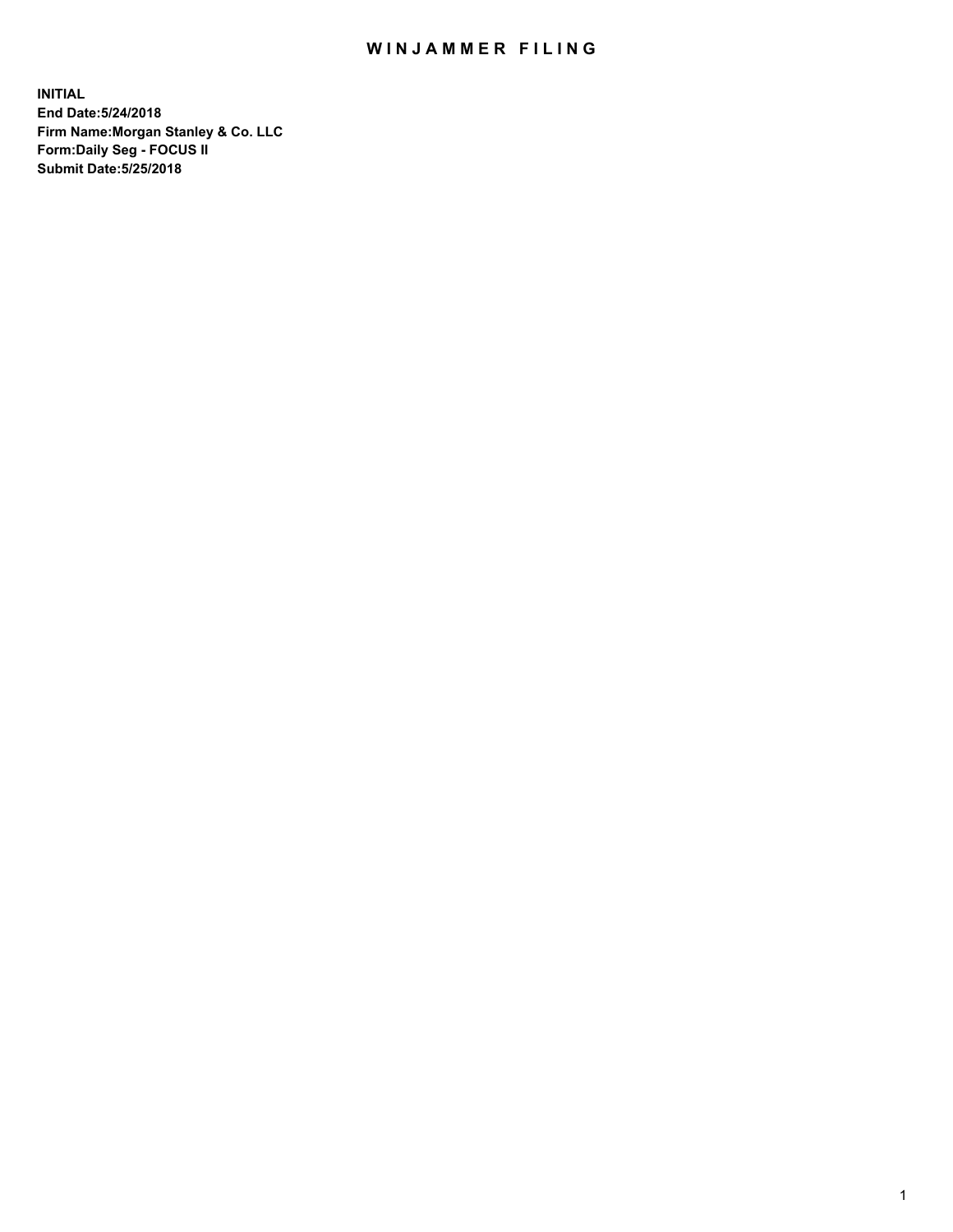# WINJAMMER FILING

**INITIAL**
**End Date:5/24/2018**
**Firm Name:Morgan Stanley & Co. LLC**
**Form:Daily Seg - FOCUS II**
**Submit Date:5/25/2018**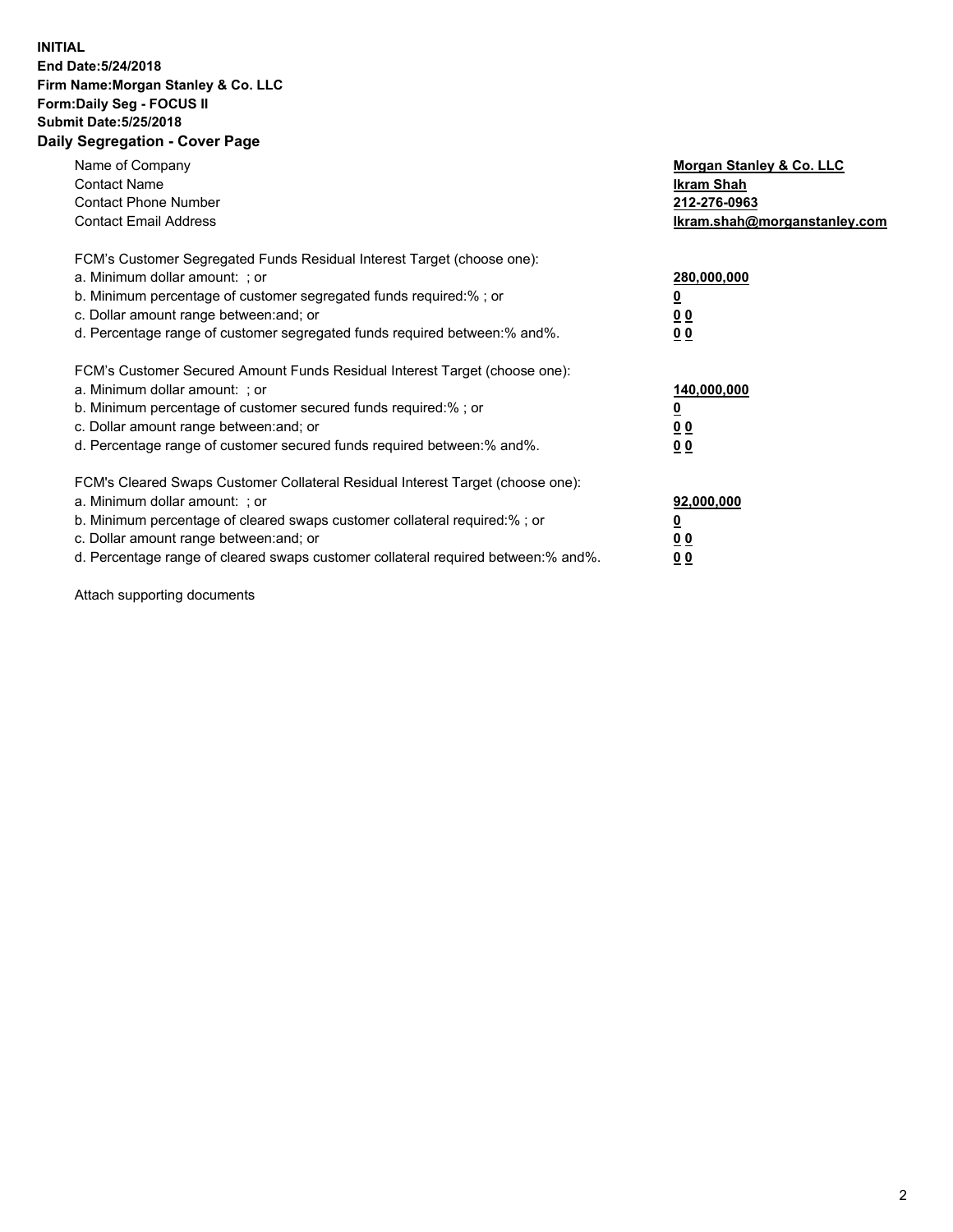**INITIAL**
**End Date:5/24/2018**
**Firm Name:Morgan Stanley & Co. LLC**
**Form:Daily Seg - FOCUS II**
**Submit Date:5/25/2018**

## Daily Segregation - Cover Page

| | |
|---|---|
| Name of Company | **Morgan Stanley & Co. LLC** |
| Contact Name | **Ikram Shah** |
| Contact Phone Number | **212-276-0963** |
| Contact Email Address | **Ikram.shah@morganstanley.com** |

FCM's Customer Segregated Funds Residual Interest Target (choose one):

| | |
|---|---|
| a. Minimum dollar amount: ; or | **280,000,000** |
| b. Minimum percentage of customer segregated funds required:% ; or | **0** |
| c. Dollar amount range between:and; or | **0 0** |
| d. Percentage range of customer segregated funds required between:% and%. | **0 0** |

FCM's Customer Secured Amount Funds Residual Interest Target (choose one):

| | |
|---|---|
| a. Minimum dollar amount: ; or | **140,000,000** |
| b. Minimum percentage of customer secured funds required:% ; or | **0** |
| c. Dollar amount range between:and; or | **0 0** |
| d. Percentage range of customer secured funds required between:% and%. | **0 0** |

FCM's Cleared Swaps Customer Collateral Residual Interest Target (choose one):

| | |
|---|---|
| a. Minimum dollar amount: ; or | **92,000,000** |
| b. Minimum percentage of cleared swaps customer collateral required:% ; or | **0** |
| c. Dollar amount range between:and; or | **0 0** |
| d. Percentage range of cleared swaps customer collateral required between:% and%. | **0 0** |

Attach supporting documents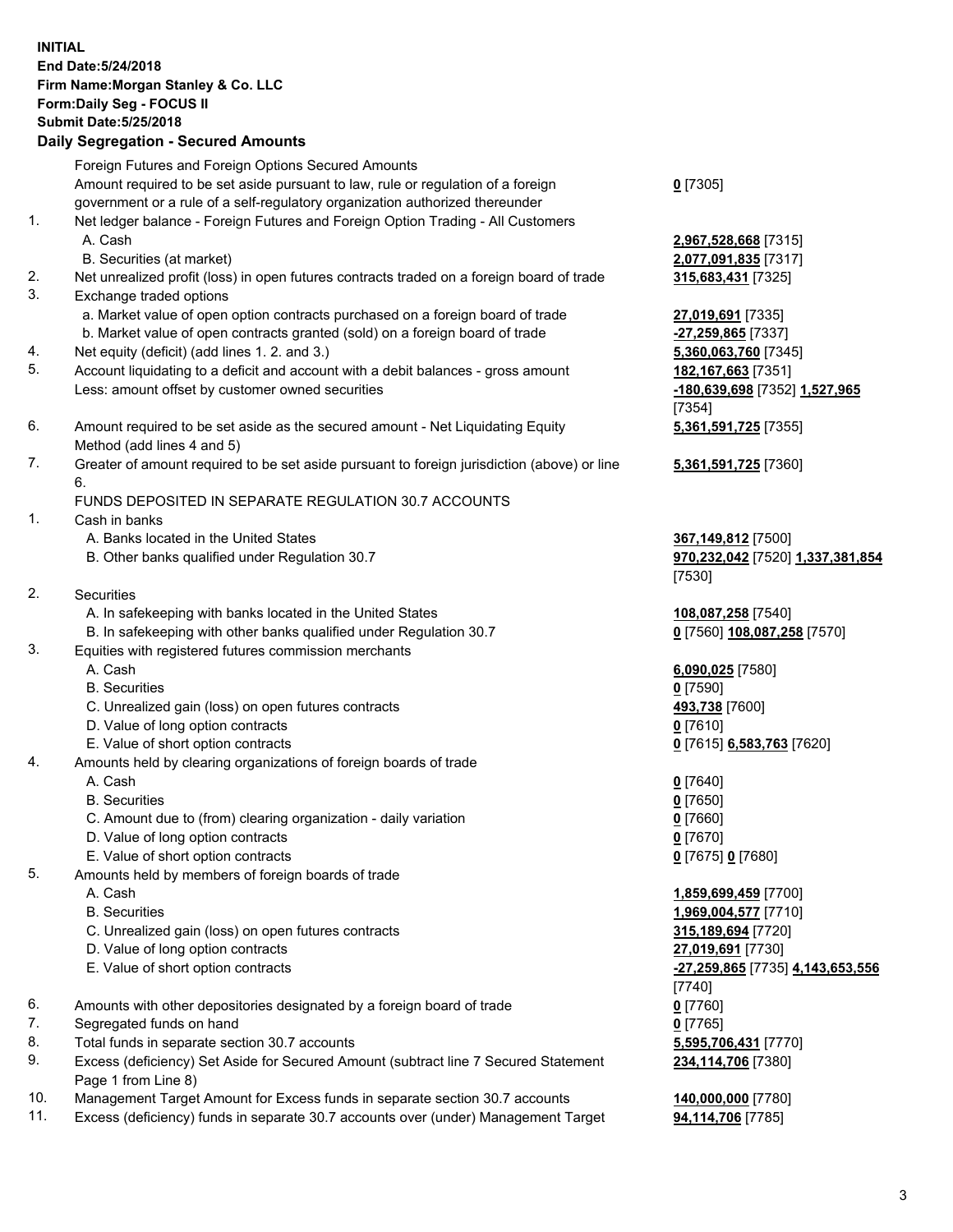**INITIAL**
**End Date:5/24/2018**
**Firm Name:Morgan Stanley & Co. LLC**
**Form:Daily Seg - FOCUS II**
**Submit Date:5/25/2018**
**Daily Segregation - Secured Amounts**

| | | |
|---|---|---|
| | Foreign Futures and Foreign Options Secured Amounts | |
| | Amount required to be set aside pursuant to law, rule or regulation of a foreign government or a rule of a self-regulatory organization authorized thereunder | **0** [7305] |
| 1. | Net ledger balance - Foreign Futures and Foreign Option Trading - All Customers | |
| | A. Cash | **2,967,528,668** [7315] |
| | B. Securities (at market) | **2,077,091,835** [7317] |
| 2. | Net unrealized profit (loss) in open futures contracts traded on a foreign board of trade | **315,683,431** [7325] |
| 3. | Exchange traded options | |
| | a. Market value of open option contracts purchased on a foreign board of trade | **27,019,691** [7335] |
| | b. Market value of open contracts granted (sold) on a foreign board of trade | **-27,259,865** [7337] |
| 4. | Net equity (deficit) (add lines 1. 2. and 3.) | **5,360,063,760** [7345] |
| 5. | Account liquidating to a deficit and account with a debit balances - gross amount | **182,167,663** [7351] |
| | Less: amount offset by customer owned securities | **-180,639,698** [7352] **1,527,965** [7354] |
| 6. | Amount required to be set aside as the secured amount - Net Liquidating Equity Method (add lines 4 and 5) | **5,361,591,725** [7355] |
| 7. | Greater of amount required to be set aside pursuant to foreign jurisdiction (above) or line 6. | **5,361,591,725** [7360] |
| | FUNDS DEPOSITED IN SEPARATE REGULATION 30.7 ACCOUNTS | |
| 1. | Cash in banks | |
| | A. Banks located in the United States | **367,149,812** [7500] |
| | B. Other banks qualified under Regulation 30.7 | **970,232,042** [7520] **1,337,381,854** [7530] |
| 2. | Securities | |
| | A. In safekeeping with banks located in the United States | **108,087,258** [7540] |
| | B. In safekeeping with other banks qualified under Regulation 30.7 | **0** [7560] **108,087,258** [7570] |
| 3. | Equities with registered futures commission merchants | |
| | A. Cash | **6,090,025** [7580] |
| | B. Securities | **0** [7590] |
| | C. Unrealized gain (loss) on open futures contracts | **493,738** [7600] |
| | D. Value of long option contracts | **0** [7610] |
| | E. Value of short option contracts | **0** [7615] **6,583,763** [7620] |
| 4. | Amounts held by clearing organizations of foreign boards of trade | |
| | A. Cash | **0** [7640] |
| | B. Securities | **0** [7650] |
| | C. Amount due to (from) clearing organization - daily variation | **0** [7660] |
| | D. Value of long option contracts | **0** [7670] |
| | E. Value of short option contracts | **0** [7675] **0** [7680] |
| 5. | Amounts held by members of foreign boards of trade | |
| | A. Cash | **1,859,699,459** [7700] |
| | B. Securities | **1,969,004,577** [7710] |
| | C. Unrealized gain (loss) on open futures contracts | **315,189,694** [7720] |
| | D. Value of long option contracts | **27,019,691** [7730] |
| | E. Value of short option contracts | **-27,259,865** [7735] **4,143,653,556** [7740] |
| 6. | Amounts with other depositories designated by a foreign board of trade | **0** [7760] |
| 7. | Segregated funds on hand | **0** [7765] |
| 8. | Total funds in separate section 30.7 accounts | **5,595,706,431** [7770] |
| 9. | Excess (deficiency) Set Aside for Secured Amount (subtract line 7 Secured Statement Page 1 from Line 8) | **234,114,706** [7380] |
| 10. | Management Target Amount for Excess funds in separate section 30.7 accounts | **140,000,000** [7780] |
| 11. | Excess (deficiency) funds in separate 30.7 accounts over (under) Management Target | **94,114,706** [7785] |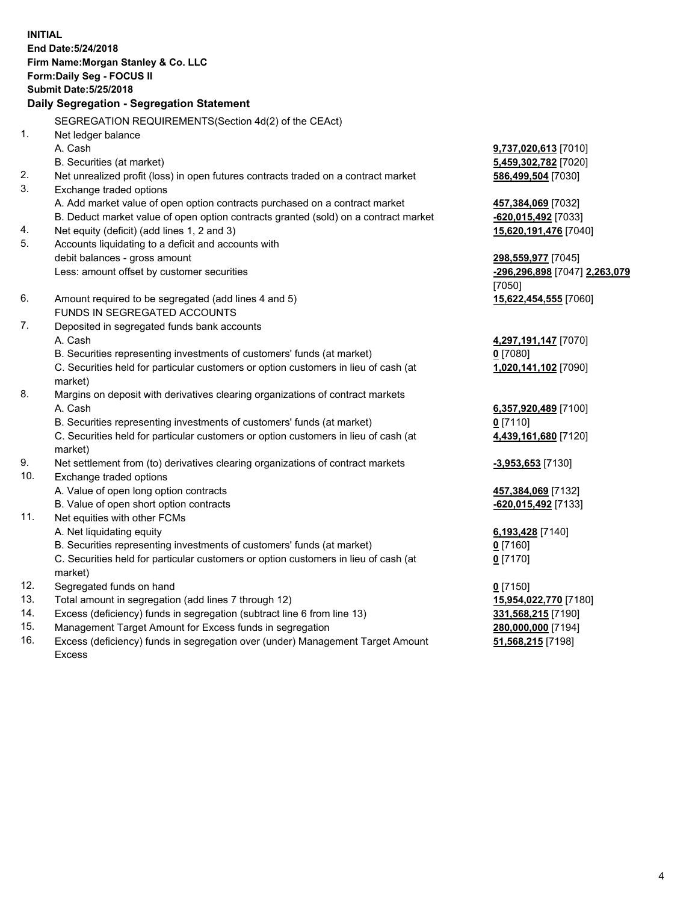**INITIAL**
**End Date:5/24/2018**
**Firm Name:Morgan Stanley & Co. LLC**
**Form:Daily Seg - FOCUS II**
**Submit Date:5/25/2018**

**Daily Segregation - Segregation Statement**

SEGREGATION REQUIREMENTS(Section 4d(2) of the CEAct)

| | | |
|---|---|---|
| 1. | Net ledger balance | |
| | A. Cash | **9,737,020,613** [7010] |
| | B. Securities (at market) | **5,459,302,782** [7020] |
| 2. | Net unrealized profit (loss) in open futures contracts traded on a contract market | **586,499,504** [7030] |
| 3. | Exchange traded options | |
| | A. Add market value of open option contracts purchased on a contract market | **457,384,069** [7032] |
| | B. Deduct market value of open option contracts granted (sold) on a contract market | **-620,015,492** [7033] |
| 4. | Net equity (deficit) (add lines 1, 2 and 3) | **15,620,191,476** [7040] |
| 5. | Accounts liquidating to a deficit and accounts with debit balances - gross amount | **298,559,977** [7045] |
| | Less: amount offset by customer securities | **-296,296,898** [7047] **2,263,079** [7050] |
| 6. | Amount required to be segregated (add lines 4 and 5) | **15,622,454,555** [7060] |
| | FUNDS IN SEGREGATED ACCOUNTS | |
| 7. | Deposited in segregated funds bank accounts | |
| | A. Cash | **4,297,191,147** [7070] |
| | B. Securities representing investments of customers' funds (at market) | **0** [7080] |
| | C. Securities held for particular customers or option customers in lieu of cash (at market) | **1,020,141,102** [7090] |
| 8. | Margins on deposit with derivatives clearing organizations of contract markets | |
| | A. Cash | **6,357,920,489** [7100] |
| | B. Securities representing investments of customers' funds (at market) | **0** [7110] |
| | C. Securities held for particular customers or option customers in lieu of cash (at market) | **4,439,161,680** [7120] |
| 9. | Net settlement from (to) derivatives clearing organizations of contract markets | **-3,953,653** [7130] |
| 10. | Exchange traded options | |
| | A. Value of open long option contracts | **457,384,069** [7132] |
| | B. Value of open short option contracts | **-620,015,492** [7133] |
| 11. | Net equities with other FCMs | |
| | A. Net liquidating equity | **6,193,428** [7140] |
| | B. Securities representing investments of customers' funds (at market) | **0** [7160] |
| | C. Securities held for particular customers or option customers in lieu of cash (at market) | **0** [7170] |
| 12. | Segregated funds on hand | **0** [7150] |
| 13. | Total amount in segregation (add lines 7 through 12) | **15,954,022,770** [7180] |
| 14. | Excess (deficiency) funds in segregation (subtract line 6 from line 13) | **331,568,215** [7190] |
| 15. | Management Target Amount for Excess funds in segregation | **280,000,000** [7194] |
| 16. | Excess (deficiency) funds in segregation over (under) Management Target Amount Excess | **51,568,215** [7198] |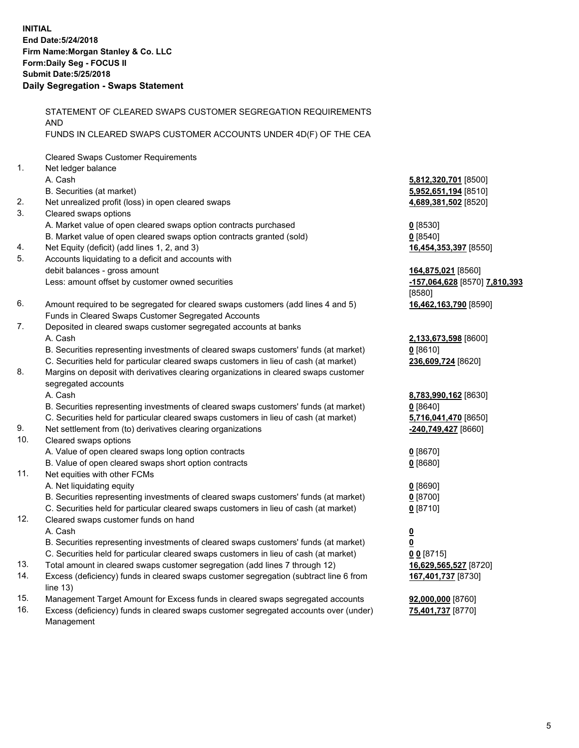**INITIAL**
**End Date:5/24/2018**
**Firm Name:Morgan Stanley & Co. LLC**
**Form:Daily Seg - FOCUS II**
**Submit Date:5/25/2018**
**Daily Segregation - Swaps Statement**

STATEMENT OF CLEARED SWAPS CUSTOMER SEGREGATION REQUIREMENTS AND FUNDS IN CLEARED SWAPS CUSTOMER ACCOUNTS UNDER 4D(F) OF THE CEA

| | | |
|---|---|---|
| | Cleared Swaps Customer Requirements | |
| 1. | Net ledger balance | |
| | A. Cash | **5,812,320,701** [8500] |
| | B. Securities (at market) | **5,952,651,194** [8510] |
| 2. | Net unrealized profit (loss) in open cleared swaps | **4,689,381,502** [8520] |
| 3. | Cleared swaps options | |
| | A. Market value of open cleared swaps option contracts purchased | **0** [8530] |
| | B. Market value of open cleared swaps option contracts granted (sold) | **0** [8540] |
| 4. | Net Equity (deficit) (add lines 1, 2, and 3) | **16,454,353,397** [8550] |
| 5. | Accounts liquidating to a deficit and accounts with debit balances - gross amount | **164,875,021** [8560] |
| | Less: amount offset by customer owned securities | **-157,064,628** [8570] **7,810,393** [8580] |
| 6. | Amount required to be segregated for cleared swaps customers (add lines 4 and 5) | **16,462,163,790** [8590] |
| | Funds in Cleared Swaps Customer Segregated Accounts | |
| 7. | Deposited in cleared swaps customer segregated accounts at banks | |
| | A. Cash | **2,133,673,598** [8600] |
| | B. Securities representing investments of cleared swaps customers' funds (at market) | **0** [8610] |
| | C. Securities held for particular cleared swaps customers in lieu of cash (at market) | **236,609,724** [8620] |
| 8. | Margins on deposit with derivatives clearing organizations in cleared swaps customer segregated accounts | |
| | A. Cash | **8,783,990,162** [8630] |
| | B. Securities representing investments of cleared swaps customers' funds (at market) | **0** [8640] |
| | C. Securities held for particular cleared swaps customers in lieu of cash (at market) | **5,716,041,470** [8650] |
| 9. | Net settlement from (to) derivatives clearing organizations | **-240,749,427** [8660] |
| 10. | Cleared swaps options | |
| | A. Value of open cleared swaps long option contracts | **0** [8670] |
| | B. Value of open cleared swaps short option contracts | **0** [8680] |
| 11. | Net equities with other FCMs | |
| | A. Net liquidating equity | **0** [8690] |
| | B. Securities representing investments of cleared swaps customers' funds (at market) | **0** [8700] |
| | C. Securities held for particular cleared swaps customers in lieu of cash (at market) | **0** [8710] |
| 12. | Cleared swaps customer funds on hand | |
| | A. Cash | **0** |
| | B. Securities representing investments of cleared swaps customers' funds (at market) | **0** |
| | C. Securities held for particular cleared swaps customers in lieu of cash (at market) | **0** **0** [8715] |
| 13. | Total amount in cleared swaps customer segregation (add lines 7 through 12) | **16,629,565,527** [8720] |
| 14. | Excess (deficiency) funds in cleared swaps customer segregation (subtract line 6 from line 13) | **167,401,737** [8730] |
| 15. | Management Target Amount for Excess funds in cleared swaps segregated accounts | **92,000,000** [8760] |
| 16. | Excess (deficiency) funds in cleared swaps customer segregated accounts over (under) Management | **75,401,737** [8770] |